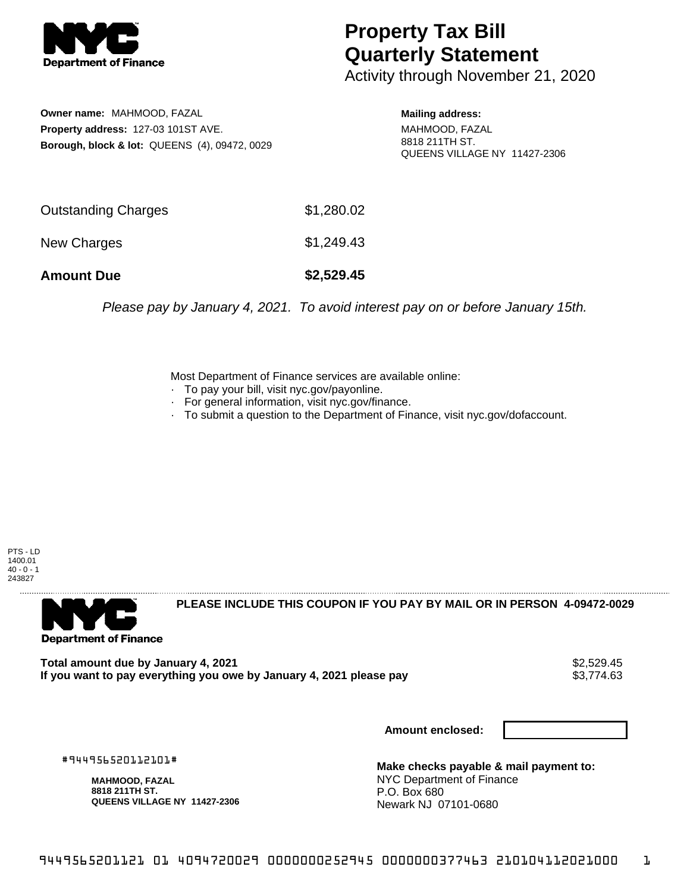# Property Tax Bill Quarterly Statement

Activity through November 21, 2020

**Owner name:** MAHMOOD, FAZAL
**Property address:** 127-03 101ST AVE.
**Borough, block & lot:** QUEENS (4), 09472, 0029

**Mailing address:**
MAHMOOD, FAZAL
8818 211TH ST.
QUEENS VILLAGE NY 11427-2306

| | |
|---|---|
| Outstanding Charges | $1,280.02 |
| New Charges | $1,249.43 |
| **Amount Due** | **$2,529.45** |

*Please pay by January 4, 2021. To avoid interest pay on or before January 15th.*

Most Department of Finance services are available online:
- To pay your bill, visit nyc.gov/payonline.
- For general information, visit nyc.gov/finance.
- To submit a question to the Department of Finance, visit nyc.gov/dofaccount.

PTS - LD
1400.01
40 - 0 - 1
243827

**PLEASE INCLUDE THIS COUPON IF YOU PAY BY MAIL OR IN PERSON 4-09472-0029**

| | |
|---|---|
| **Total amount due by January 4, 2021** | $2,529.45 |
| **If you want to pay everything you owe by January 4, 2021 please pay** | $3,774.63 |

**Amount enclosed:**

#944956520112101#

**MAHMOOD, FAZAL**
**8818 211TH ST.**
**QUEENS VILLAGE NY 11427-2306**

**Make checks payable & mail payment to:**
NYC Department of Finance
P.O. Box 680
Newark NJ 07101-0680

9449565201121 01 4094720029 0000000252945 0000000377463 210104112021000 1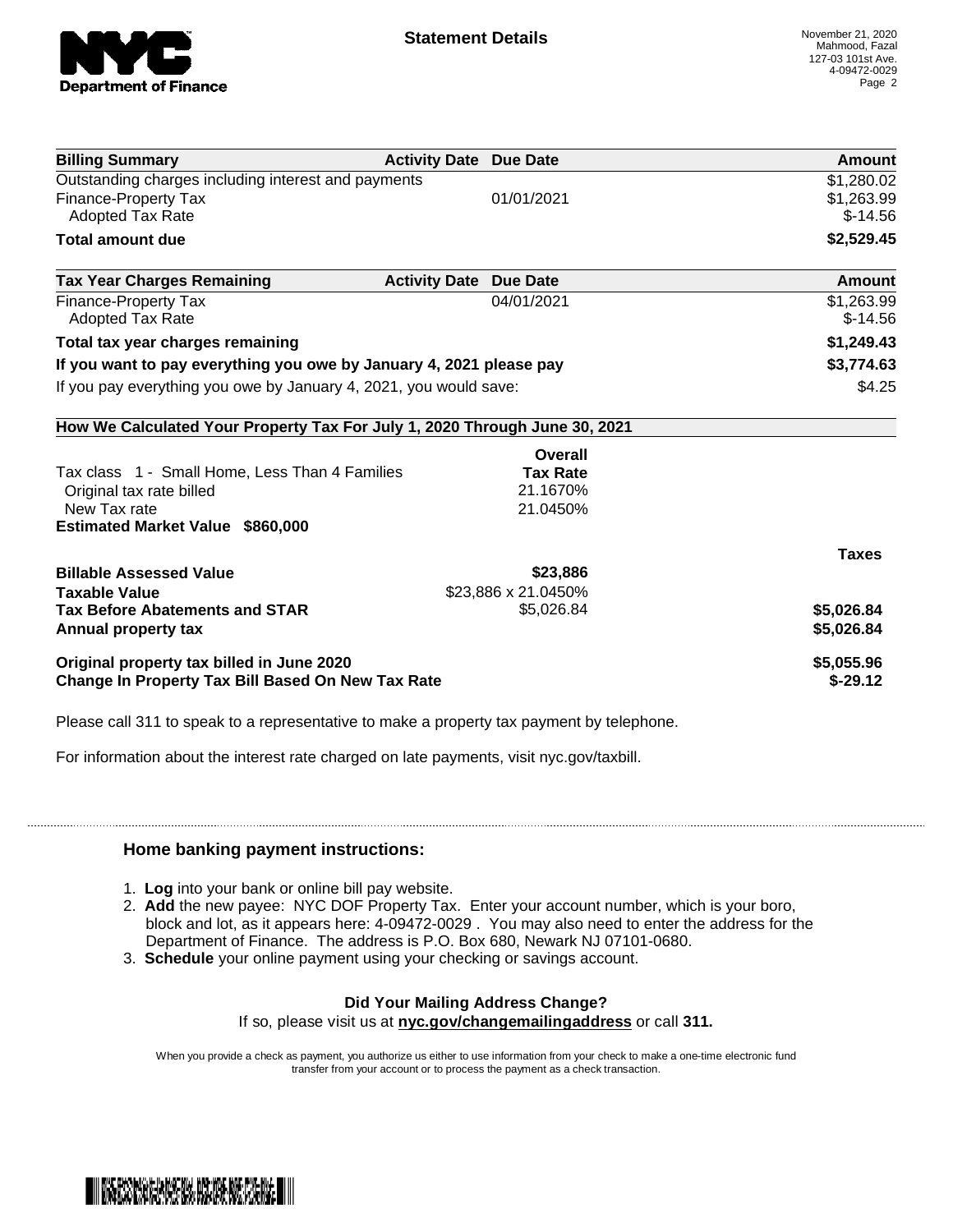# Statement Details

November 21, 2020
Mahmood, Fazal
127-03 101st Ave.
4-09472-0029

| Billing Summary | Activity Date | Due Date | Amount |
| --- | --- | --- | --- |
| Outstanding charges including interest and payments | | | $1,280.02 |
| Finance-Property Tax | | 01/01/2021 | $1,263.99 |
| Adopted Tax Rate | | | $-14.56 |
| **Total amount due** | | | **$2,529.45** |

| Tax Year Charges Remaining | Activity Date | Due Date | Amount |
| --- | --- | --- | --- |
| Finance-Property Tax | | 04/01/2021 | $1,263.99 |
| Adopted Tax Rate | | | $-14.56 |
| **Total tax year charges remaining** | | | **$1,249.43** |
| **If you want to pay everything you owe by January 4, 2021 please pay** | | | **$3,774.63** |
| If you pay everything you owe by January 4, 2021, you would save: | | | $4.25 |

**How We Calculated Your Property Tax For July 1, 2020 Through June 30, 2021**

| | Overall Tax Rate | |
| --- | --- | --- |
| Tax class 1 - Small Home, Less Than 4 Families | | |
| Original tax rate billed | 21.1670% | |
| New Tax rate | 21.0450% | |
| **Estimated Market Value $860,000** | | |
| | | **Taxes** |
| **Billable Assessed Value** | **$23,886** | |
| **Taxable Value** | $23,886 x 21.0450% | |
| **Tax Before Abatements and STAR** | $5,026.84 | **$5,026.84** |
| **Annual property tax** | | **$5,026.84** |
| **Original property tax billed in June 2020** | | **$5,055.96** |
| **Change In Property Tax Bill Based On New Tax Rate** | | **$-29.12** |

Please call 311 to speak to a representative to make a property tax payment by telephone.

For information about the interest rate charged on late payments, visit nyc.gov/taxbill.

## Home banking payment instructions:

1. **Log** into your bank or online bill pay website.
2. **Add** the new payee: NYC DOF Property Tax. Enter your account number, which is your boro, block and lot, as it appears here: 4-09472-0029 . You may also need to enter the address for the Department of Finance. The address is P.O. Box 680, Newark NJ 07101-0680.
3. **Schedule** your online payment using your checking or savings account.

**Did Your Mailing Address Change?**

If so, please visit us at **nyc.gov/changemailingaddress** or call **311.**

When you provide a check as payment, you authorize us either to use information from your check to make a one-time electronic fund transfer from your account or to process the payment as a check transaction.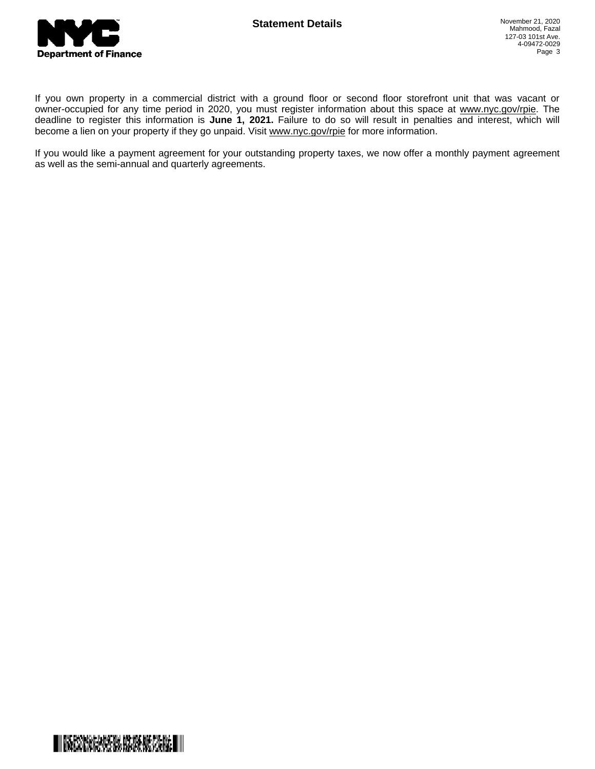If you own property in a commercial district with a ground floor or second floor storefront unit that was vacant or owner-occupied for any time period in 2020, you must register information about this space at www.nyc.gov/rpie. The deadline to register this information is **June 1, 2021.** Failure to do so will result in penalties and interest, which will become a lien on your property if they go unpaid. Visit www.nyc.gov/rpie for more information.

If you would like a payment agreement for your outstanding property taxes, we now offer a monthly payment agreement as well as the semi-annual and quarterly agreements.